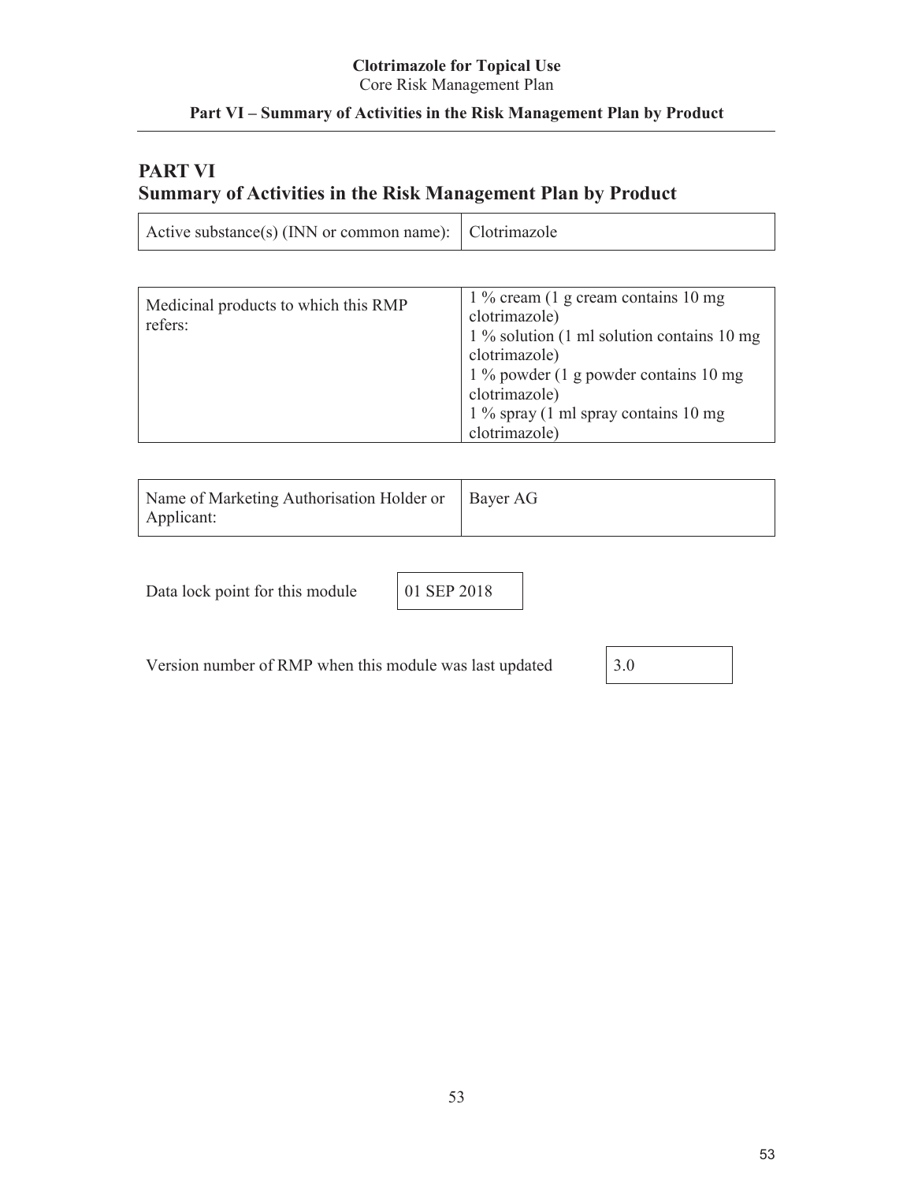# PART VI
# Summary of Activities in the Risk Management Plan by Product

| Active substance(s) (INN or common name): | Clotrimazole |
|---|---|

| Medicinal products to which this RMP refers: | 1 % cream (1 g cream contains 10 mg clotrimazole)<br>1 % solution (1 ml solution contains 10 mg clotrimazole)<br>1 % powder (1 g powder contains 10 mg clotrimazole)<br>1 % spray (1 ml spray contains 10 mg clotrimazole) |
|---|---|

| Name of Marketing Authorisation Holder or Applicant: | Bayer AG |
|---|---|

| Data lock point for this module | 01 SEP 2018 |
|---|---|

| Version number of RMP when this module was last updated | 3.0 |
|---|---|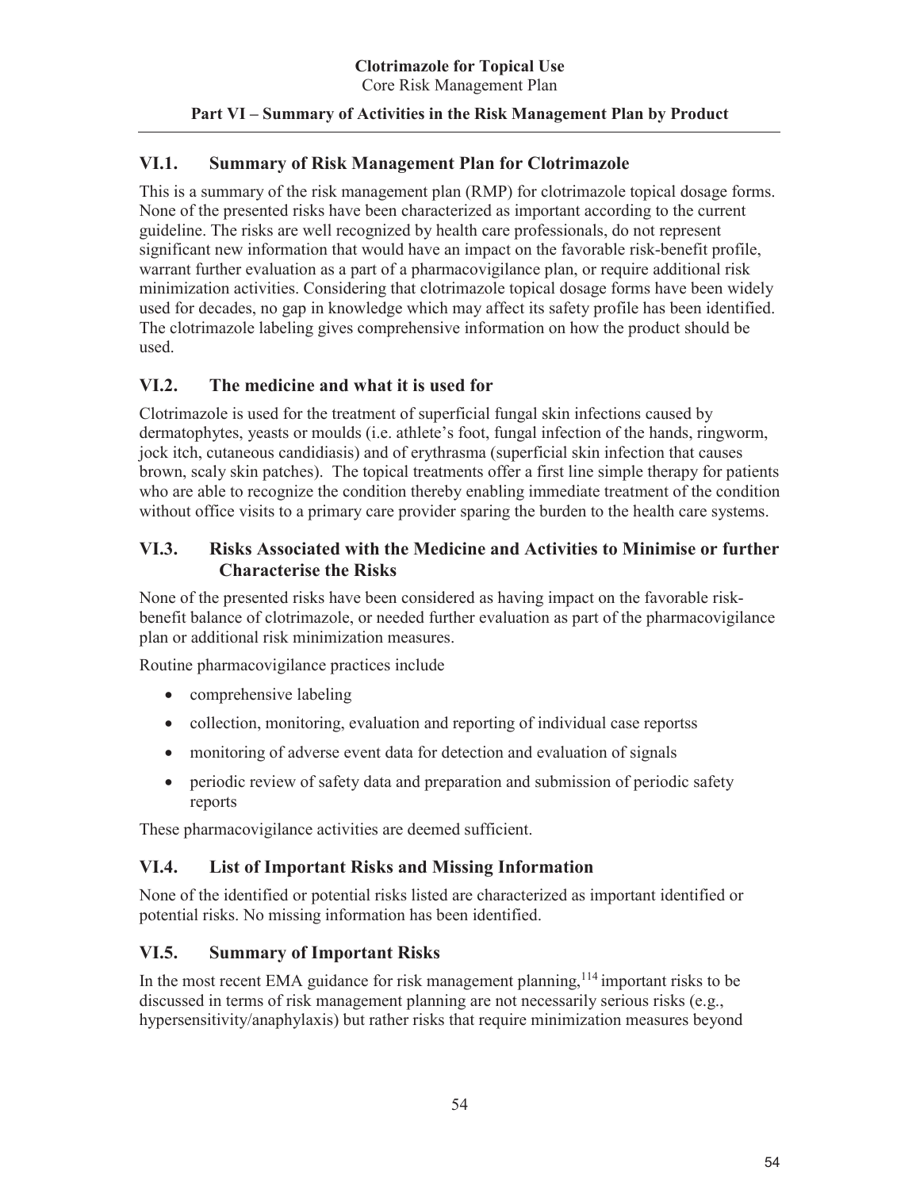## VI.1. Summary of Risk Management Plan for Clotrimazole

This is a summary of the risk management plan (RMP) for clotrimazole topical dosage forms. None of the presented risks have been characterized as important according to the current guideline. The risks are well recognized by health care professionals, do not represent significant new information that would have an impact on the favorable risk-benefit profile, warrant further evaluation as a part of a pharmacovigilance plan, or require additional risk minimization activities. Considering that clotrimazole topical dosage forms have been widely used for decades, no gap in knowledge which may affect its safety profile has been identified. The clotrimazole labeling gives comprehensive information on how the product should be used.

## VI.2. The medicine and what it is used for

Clotrimazole is used for the treatment of superficial fungal skin infections caused by dermatophytes, yeasts or moulds (i.e. athlete's foot, fungal infection of the hands, ringworm, jock itch, cutaneous candidiasis) and of erythrasma (superficial skin infection that causes brown, scaly skin patches). The topical treatments offer a first line simple therapy for patients who are able to recognize the condition thereby enabling immediate treatment of the condition without office visits to a primary care provider sparing the burden to the health care systems.

## VI.3. Risks Associated with the Medicine and Activities to Minimise or further Characterise the Risks

None of the presented risks have been considered as having impact on the favorable risk-benefit balance of clotrimazole, or needed further evaluation as part of the pharmacovigilance plan or additional risk minimization measures.

Routine pharmacovigilance practices include

- comprehensive labeling
- collection, monitoring, evaluation and reporting of individual case reportss
- monitoring of adverse event data for detection and evaluation of signals
- periodic review of safety data and preparation and submission of periodic safety reports

These pharmacovigilance activities are deemed sufficient.

## VI.4. List of Important Risks and Missing Information

None of the identified or potential risks listed are characterized as important identified or potential risks. No missing information has been identified.

## VI.5. Summary of Important Risks

In the most recent EMA guidance for risk management planning,[114] important risks to be discussed in terms of risk management planning are not necessarily serious risks (e.g., hypersensitivity/anaphylaxis) but rather risks that require minimization measures beyond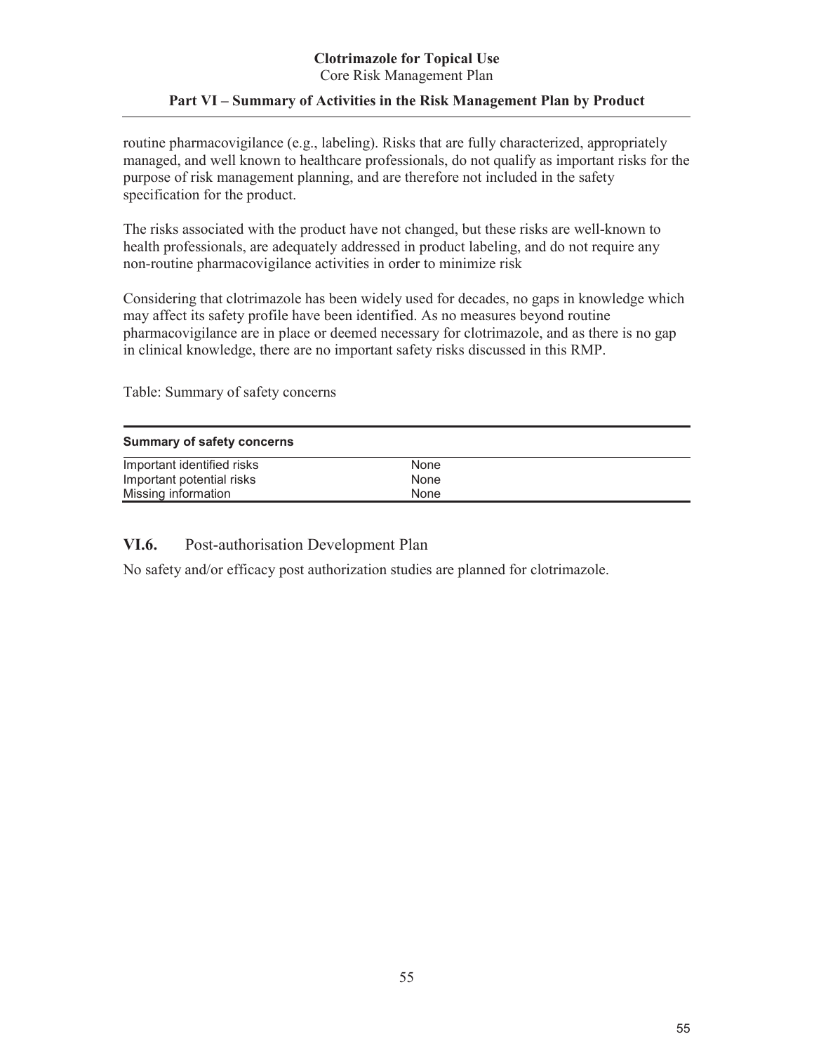routine pharmacovigilance (e.g., labeling). Risks that are fully characterized, appropriately managed, and well known to healthcare professionals, do not qualify as important risks for the purpose of risk management planning, and are therefore not included in the safety specification for the product.

The risks associated with the product have not changed, but these risks are well-known to health professionals, are adequately addressed in product labeling, and do not require any non-routine pharmacovigilance activities in order to minimize risk

Considering that clotrimazole has been widely used for decades, no gaps in knowledge which may affect its safety profile have been identified. As no measures beyond routine pharmacovigilance are in place or deemed necessary for clotrimazole, and as there is no gap in clinical knowledge, there are no important safety risks discussed in this RMP.

Table: Summary of safety concerns

| **Summary of safety concerns** | |
|---|---|
| Important identified risks | None |
| Important potential risks | None |
| Missing information | None |

## VI.6. Post-authorisation Development Plan

No safety and/or efficacy post authorization studies are planned for clotrimazole.